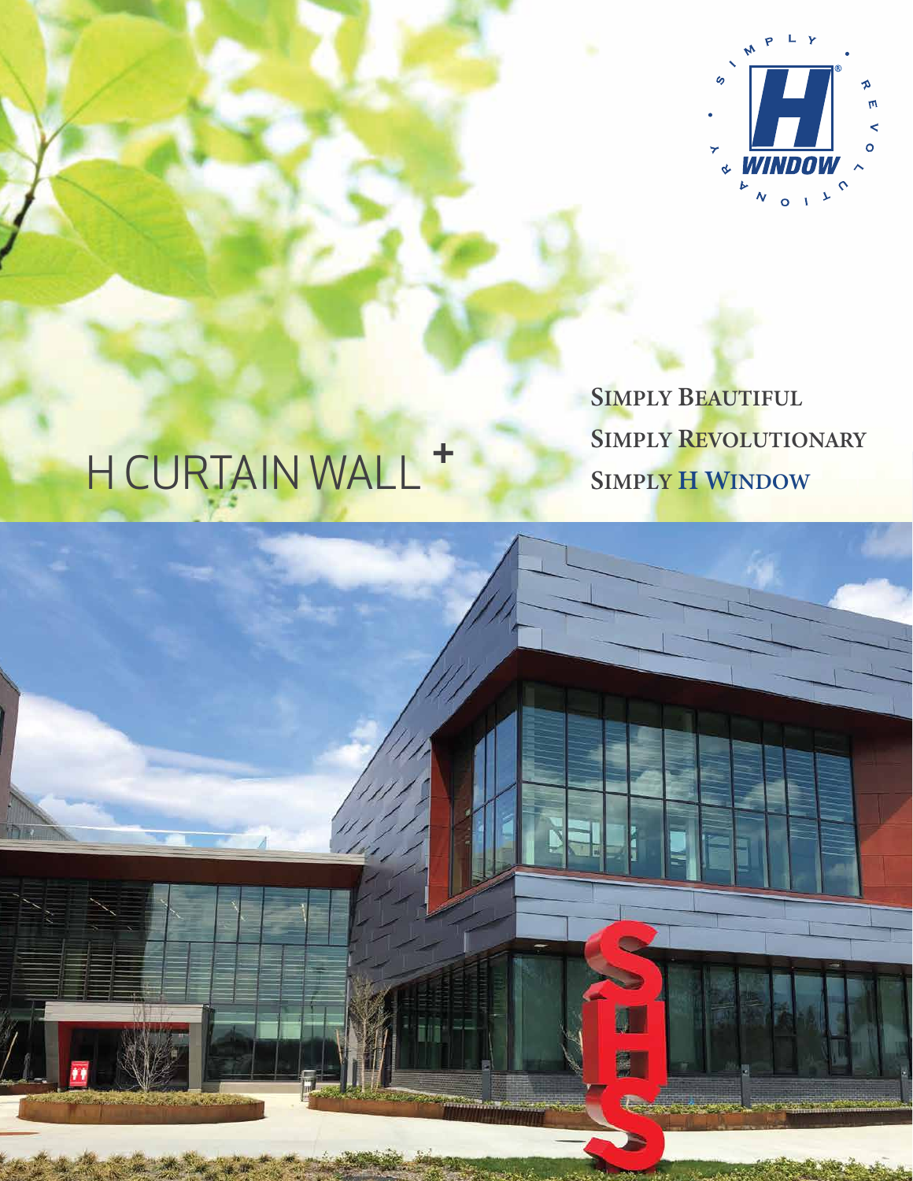# H CURTAIN WALL +

**SIMPLY BEAUTIFUL**

**SIMPLY REVOLUTIONARY**

**SIMPLY H WINDOW**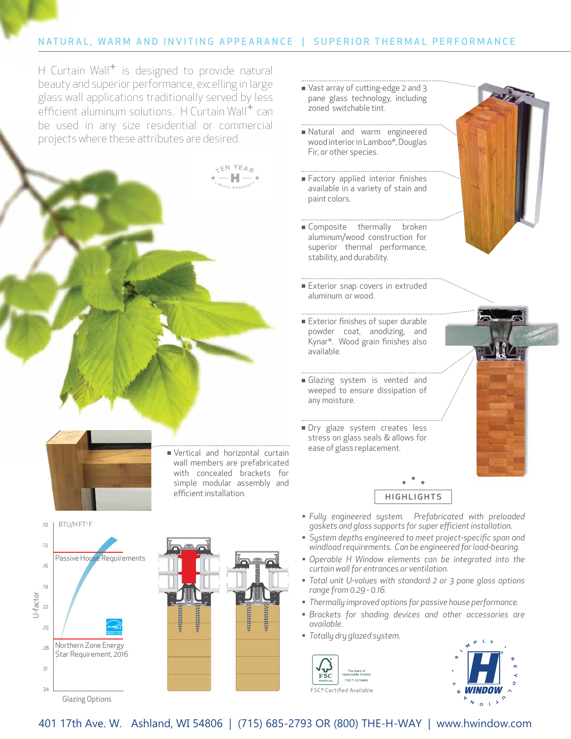NATURAL, WARM AND INVITING APPEARANCE | SUPERIOR THERMAL PERFORMANCE

H Curtain Wall+ is designed to provide natural beauty and superior performance, excelling in large glass wall applications traditionally served by less efficient aluminum solutions. H Curtain Wall+ can be used in any size residential or commercial projects where these attributes are desired.

TEN YEAR H LIMITED WARRANTY

- Vast array of cutting-edge 2 and 3 pane glass technology, including zoned switchable tint.
- Natural and warm engineered wood interior in Lamboo®, Douglas Fir, or other species.
- Factory applied interior finishes available in a variety of stain and paint colors.
- Composite thermally broken aluminum/wood construction for superior thermal performance, stability, and durability.
- Exterior snap covers in extruded aluminum or wood.
- Exterior finishes of super durable powder coat, anodizing, and Kynar®. Wood grain finishes also available.
- Glazing system is vented and weeped to ensure dissipation of any moisture.
- Dry glaze system creates less stress on glass seals & allows for ease of glass replacement.
- Vertical and horizontal curtain wall members are prefabricated with concealed brackets for simple modular assembly and efficient installation.

BTU/HFT²F

.10
.13
.16
.19
.22
.25
.28
.31
.34

U-factor

Passive House Requirements

Northern Zone Energy Star Requirement, 2016

Glazing Options

## HIGHLIGHTS

- *Fully engineered system. Prefabricated with preloaded gaskets and glass supports for super efficient installation.*
- *System depths engineered to meet project-specific span and windload requirements. Can be engineered for load-bearing.*
- *Operable H Window elements can be integrated into the curtain wall for entrances or ventilation.*
- *Total unit U-values with standard 2 or 3 pane glass options range from 0.29 - 0.16.*
- *Thermally improved options for passive house performance.*
- *Brackets for shading devices and other accessories are available.*
- *Totally dry glazed system.*

FSC® Certified Available

SIMPLY REVOLUTIONARY H WINDOW

401 17th Ave. W. Ashland, WI 54806 | (715) 685-2793 OR (800) THE-H-WAY | www.hwindow.com